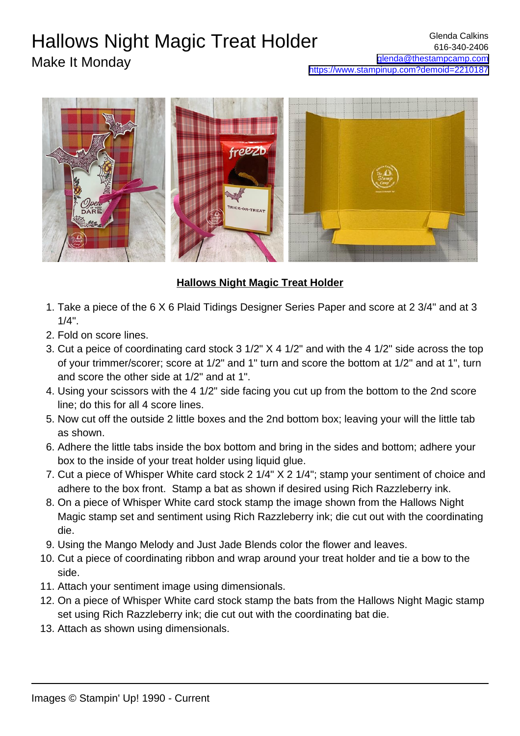# Hallows Night Magic Treat Holder

Make It Monday

Glenda Calkins
616-340-2406
glenda@thestampcamp.com
https://www.stampinup.com?demoid=2210187

**Hallows Night Magic Treat Holder**

1. Take a piece of the 6 X 6 Plaid Tidings Designer Series Paper and score at 2 3/4" and at 3 1/4".
2. Fold on score lines.
3. Cut a peice of coordinating card stock 3 1/2" X 4 1/2" and with the 4 1/2" side across the top of your trimmer/scorer; score at 1/2" and 1" turn and score the bottom at 1/2" and at 1", turn and score the other side at 1/2" and at 1".
4. Using your scissors with the 4 1/2" side facing you cut up from the bottom to the 2nd score line; do this for all 4 score lines.
5. Now cut off the outside 2 little boxes and the 2nd bottom box; leaving your will the little tab as shown.
6. Adhere the little tabs inside the box bottom and bring in the sides and bottom; adhere your box to the inside of your treat holder using liquid glue.
7. Cut a piece of Whisper White card stock 2 1/4" X 2 1/4"; stamp your sentiment of choice and adhere to the box front. Stamp a bat as shown if desired using Rich Razzleberry ink.
8. On a piece of Whisper White card stock stamp the image shown from the Hallows Night Magic stamp set and sentiment using Rich Razzleberry ink; die cut out with the coordinating die.
9. Using the Mango Melody and Just Jade Blends color the flower and leaves.
10. Cut a piece of coordinating ribbon and wrap around your treat holder and tie a bow to the side.
11. Attach your sentiment image using dimensionals.
12. On a piece of Whisper White card stock stamp the bats from the Hallows Night Magic stamp set using Rich Razzleberry ink; die cut out with the coordinating bat die.
13. Attach as shown using dimensionals.

Images © Stampin' Up! 1990 - Current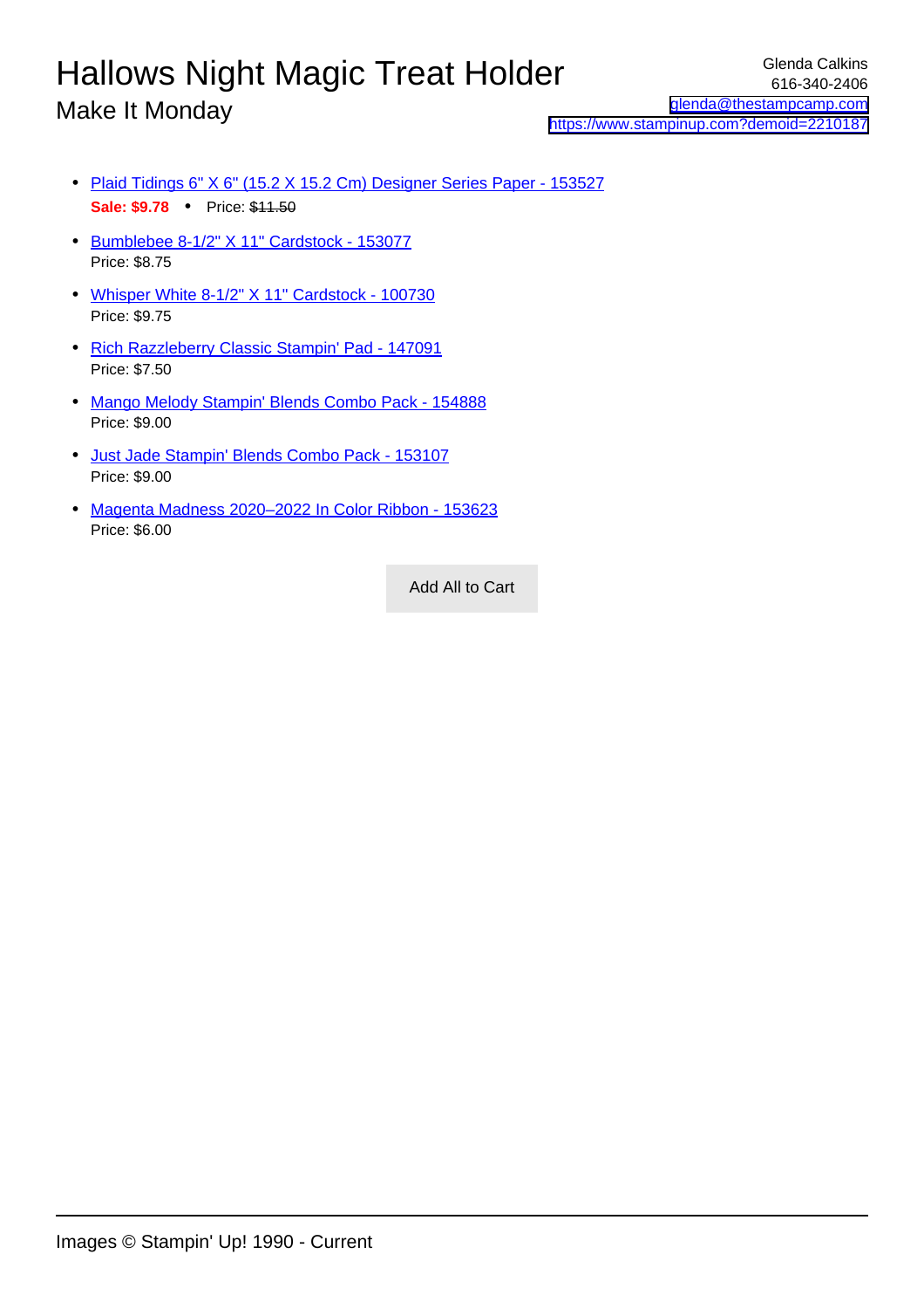# Hallows Night Magic Treat Holder

## Make It Monday

Glenda Calkins
616-340-2406
glenda@thestampcamp.com
https://www.stampinup.com?demoid=2210187

- Plaid Tidings 6" X 6" (15.2 X 15.2 Cm) Designer Series Paper - 153527
  **Sale: $9.78** • Price: ~~$11.50~~
- Bumblebee 8-1/2" X 11" Cardstock - 153077
  Price: $8.75
- Whisper White 8-1/2" X 11" Cardstock - 100730
  Price: $9.75
- Rich Razzleberry Classic Stampin' Pad - 147091
  Price: $7.50
- Mango Melody Stampin' Blends Combo Pack - 154888
  Price: $9.00
- Just Jade Stampin' Blends Combo Pack - 153107
  Price: $9.00
- Magenta Madness 2020–2022 In Color Ribbon - 153623
  Price: $6.00

Add All to Cart

---

Images © Stampin' Up! 1990 - Current